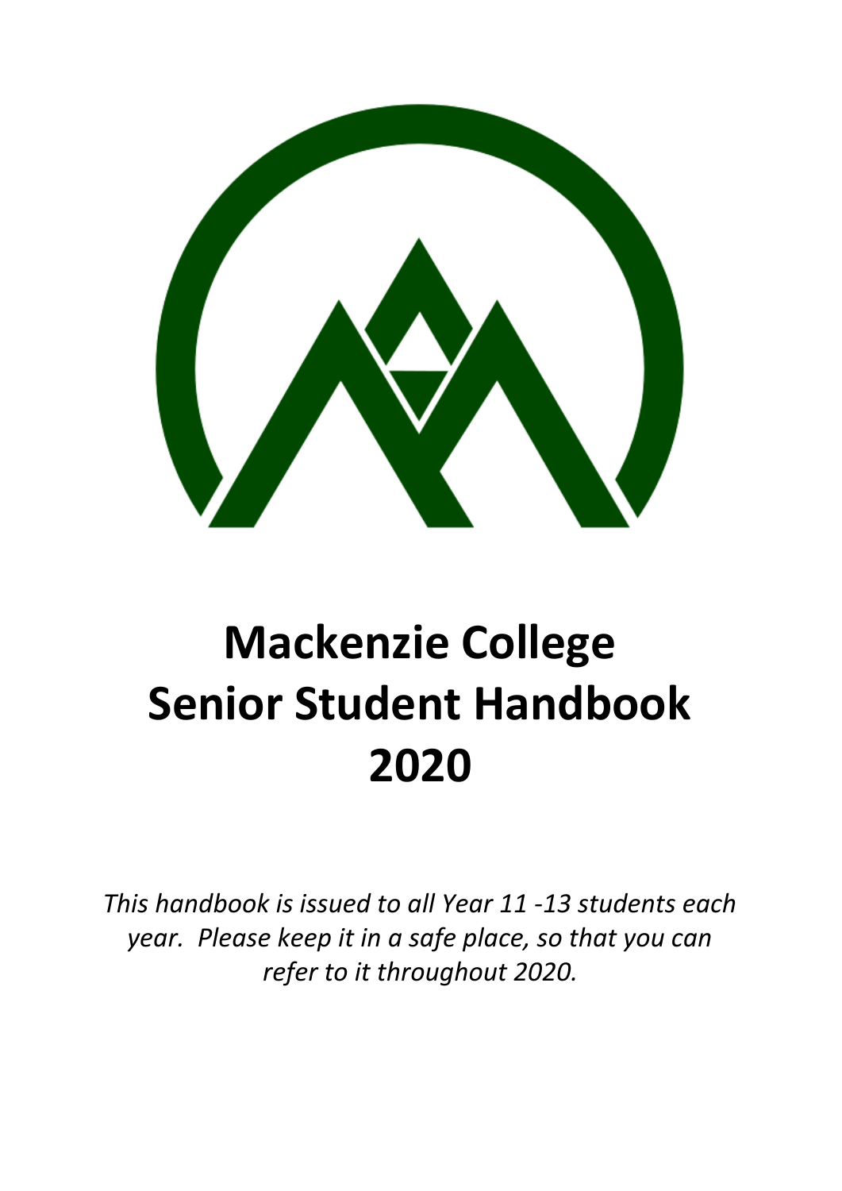# Mackenzie College Senior Student Handbook 2020

*This handbook is issued to all Year 11 -13 students each year. Please keep it in a safe place, so that you can refer to it throughout 2020.*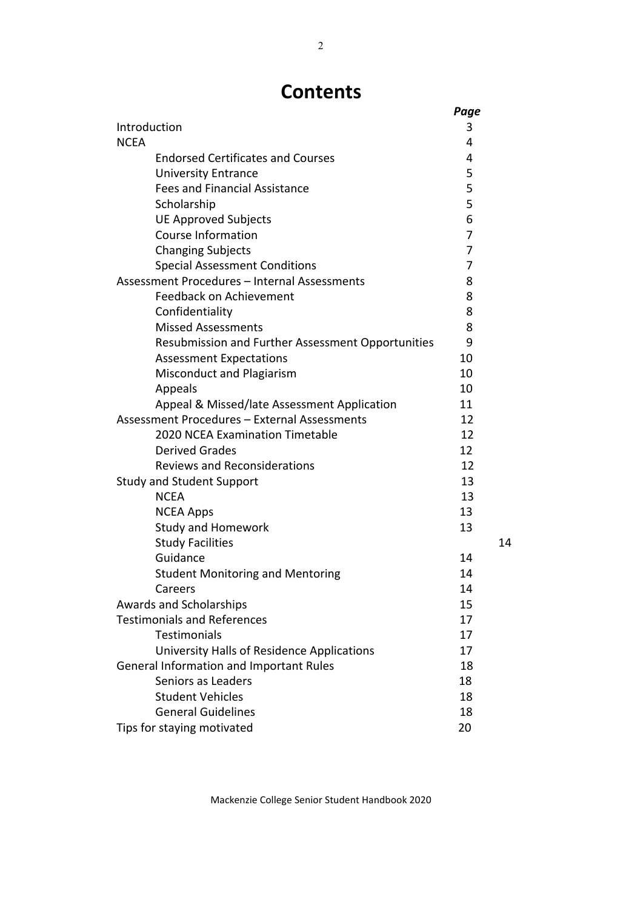# Contents

| | Page |
|---|---|
| Introduction | 3 |
| NCEA | 4 |
| Endorsed Certificates and Courses | 4 |
| University Entrance | 5 |
| Fees and Financial Assistance | 5 |
| Scholarship | 5 |
| UE Approved Subjects | 6 |
| Course Information | 7 |
| Changing Subjects | 7 |
| Special Assessment Conditions | 7 |
| Assessment Procedures – Internal Assessments | 8 |
| Feedback on Achievement | 8 |
| Confidentiality | 8 |
| Missed Assessments | 8 |
| Resubmission and Further Assessment Opportunities | 9 |
| Assessment Expectations | 10 |
| Misconduct and Plagiarism | 10 |
| Appeals | 10 |
| Appeal & Missed/late Assessment Application | 11 |
| Assessment Procedures – External Assessments | 12 |
| 2020 NCEA Examination Timetable | 12 |
| Derived Grades | 12 |
| Reviews and Reconsiderations | 12 |
| Study and Student Support | 13 |
| NCEA | 13 |
| NCEA Apps | 13 |
| Study and Homework | 13 |
| Study Facilities | 14 |
| Guidance | 14 |
| Student Monitoring and Mentoring | 14 |
| Careers | 14 |
| Awards and Scholarships | 15 |
| Testimonials and References | 17 |
| Testimonials | 17 |
| University Halls of Residence Applications | 17 |
| General Information and Important Rules | 18 |
| Seniors as Leaders | 18 |
| Student Vehicles | 18 |
| General Guidelines | 18 |
| Tips for staying motivated | 20 |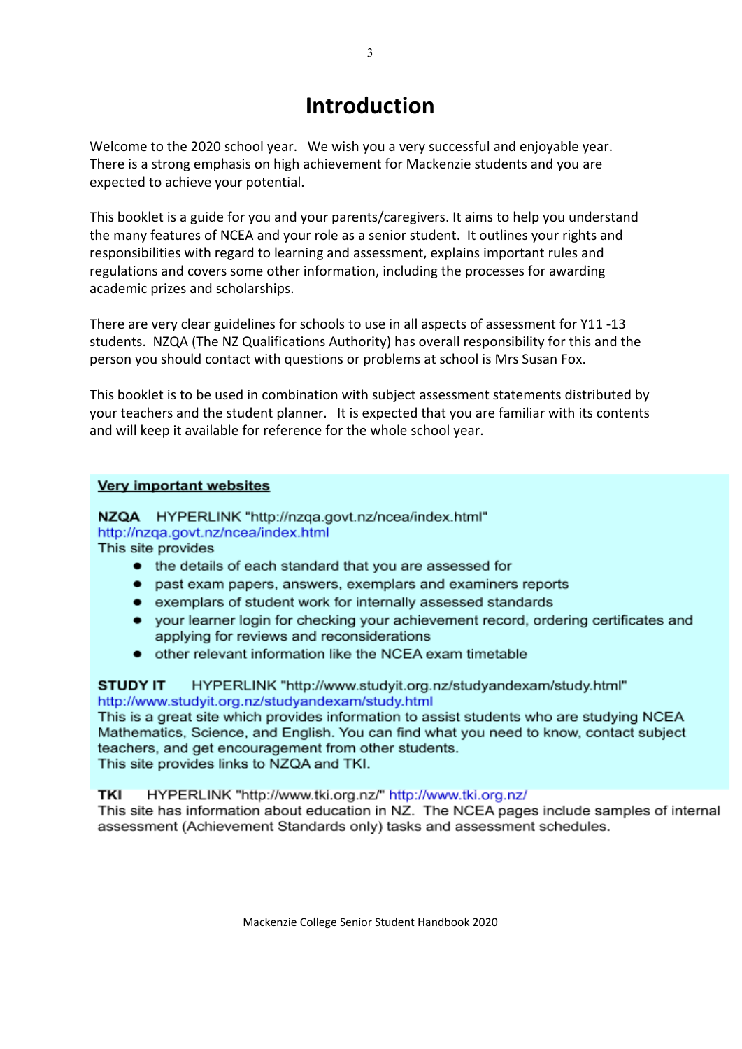# Introduction

Welcome to the 2020 school year. We wish you a very successful and enjoyable year. There is a strong emphasis on high achievement for Mackenzie students and you are expected to achieve your potential.

This booklet is a guide for you and your parents/caregivers. It aims to help you understand the many features of NCEA and your role as a senior student. It outlines your rights and responsibilities with regard to learning and assessment, explains important rules and regulations and covers some other information, including the processes for awarding academic prizes and scholarships.

There are very clear guidelines for schools to use in all aspects of assessment for Y11 -13 students. NZQA (The NZ Qualifications Authority) has overall responsibility for this and the person you should contact with questions or problems at school is Mrs Susan Fox.

This booklet is to be used in combination with subject assessment statements distributed by your teachers and the student planner. It is expected that you are familiar with its contents and will keep it available for reference for the whole school year.

**Very important websites**

**NZQA** HYPERLINK "http://nzqa.govt.nz/ncea/index.html" http://nzqa.govt.nz/ncea/index.html
This site provides

- the details of each standard that you are assessed for
- past exam papers, answers, exemplars and examiners reports
- exemplars of student work for internally assessed standards
- your learner login for checking your achievement record, ordering certificates and applying for reviews and reconsiderations
- other relevant information like the NCEA exam timetable

**STUDY IT** HYPERLINK "http://www.studyit.org.nz/studyandexam/study.html" http://www.studyit.org.nz/studyandexam/study.html
This is a great site which provides information to assist students who are studying NCEA Mathematics, Science, and English. You can find what you need to know, contact subject teachers, and get encouragement from other students.
This site provides links to NZQA and TKI.

**TKI** HYPERLINK "http://www.tki.org.nz/" http://www.tki.org.nz/
This site has information about education in NZ. The NCEA pages include samples of internal assessment (Achievement Standards only) tasks and assessment schedules.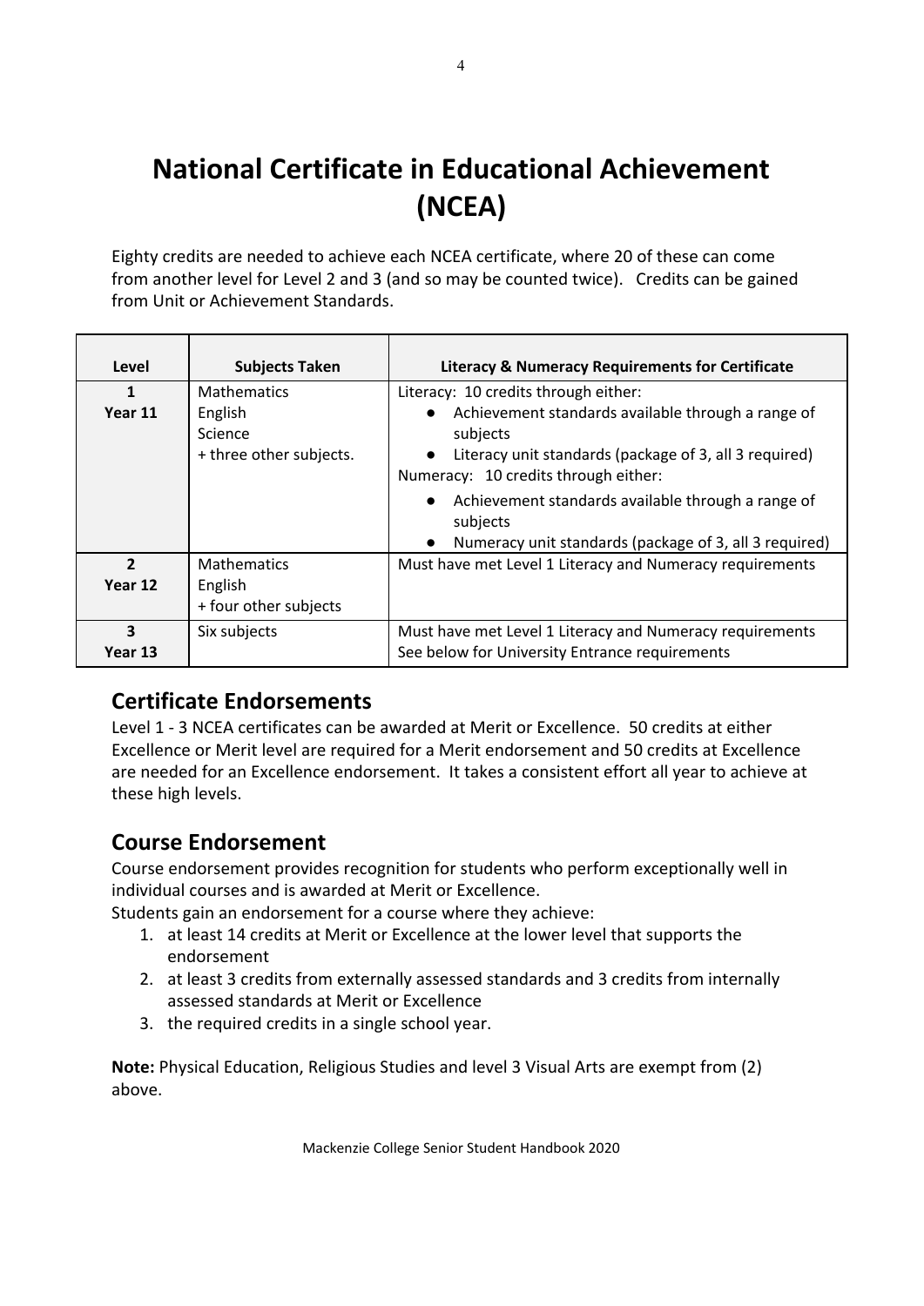# National Certificate in Educational Achievement (NCEA)

Eighty credits are needed to achieve each NCEA certificate, where 20 of these can come from another level for Level 2 and 3 (and so may be counted twice). Credits can be gained from Unit or Achievement Standards.

| Level | Subjects Taken | Literacy & Numeracy Requirements for Certificate |
|---|---|---|
| **1**<br>**Year 11** | Mathematics<br>English<br>Science<br>+ three other subjects. | Literacy: 10 credits through either:<br>● Achievement standards available through a range of subjects<br>● Literacy unit standards (package of 3, all 3 required)<br>Numeracy: 10 credits through either:<br>● Achievement standards available through a range of subjects<br>● Numeracy unit standards (package of 3, all 3 required) |
| **2**<br>**Year 12** | Mathematics<br>English<br>+ four other subjects | Must have met Level 1 Literacy and Numeracy requirements |
| **3**<br>**Year 13** | Six subjects | Must have met Level 1 Literacy and Numeracy requirements<br>See below for University Entrance requirements |

## Certificate Endorsements

Level 1 - 3 NCEA certificates can be awarded at Merit or Excellence. 50 credits at either Excellence or Merit level are required for a Merit endorsement and 50 credits at Excellence are needed for an Excellence endorsement. It takes a consistent effort all year to achieve at these high levels.

## Course Endorsement

Course endorsement provides recognition for students who perform exceptionally well in individual courses and is awarded at Merit or Excellence.

Students gain an endorsement for a course where they achieve:

1. at least 14 credits at Merit or Excellence at the lower level that supports the endorsement
2. at least 3 credits from externally assessed standards and 3 credits from internally assessed standards at Merit or Excellence
3. the required credits in a single school year.

**Note:** Physical Education, Religious Studies and level 3 Visual Arts are exempt from (2) above.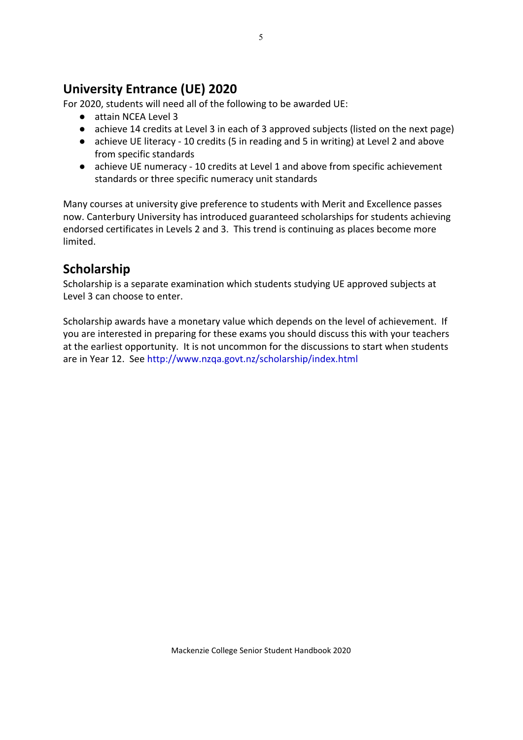## University Entrance (UE) 2020

For 2020, students will need all of the following to be awarded UE:

- attain NCEA Level 3
- achieve 14 credits at Level 3 in each of 3 approved subjects (listed on the next page)
- achieve UE literacy - 10 credits (5 in reading and 5 in writing) at Level 2 and above from specific standards
- achieve UE numeracy - 10 credits at Level 1 and above from specific achievement standards or three specific numeracy unit standards

Many courses at university give preference to students with Merit and Excellence passes now. Canterbury University has introduced guaranteed scholarships for students achieving endorsed certificates in Levels 2 and 3. This trend is continuing as places become more limited.

## Scholarship

Scholarship is a separate examination which students studying UE approved subjects at Level 3 can choose to enter.

Scholarship awards have a monetary value which depends on the level of achievement. If you are interested in preparing for these exams you should discuss this with your teachers at the earliest opportunity. It is not uncommon for the discussions to start when students are in Year 12. See http://www.nzqa.govt.nz/scholarship/index.html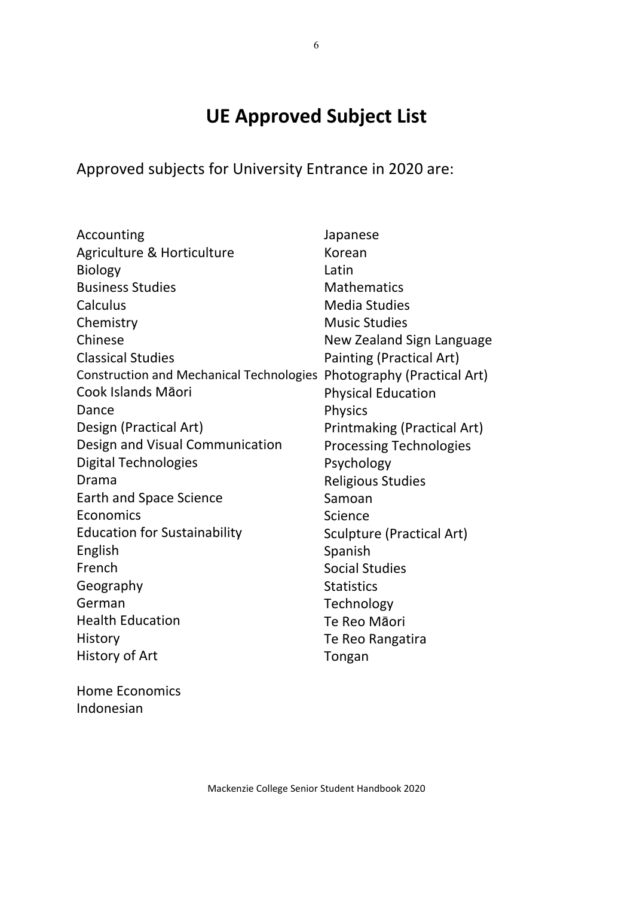# UE Approved Subject List

Approved subjects for University Entrance in 2020 are:

- Accounting
- Agriculture & Horticulture
- Biology
- Business Studies
- Calculus
- Chemistry
- Chinese
- Classical Studies
- Construction and Mechanical Technologies
- Cook Islands Māori
- Dance
- Design (Practical Art)
- Design and Visual Communication
- Digital Technologies
- Drama
- Earth and Space Science
- Economics
- Education for Sustainability
- English
- French
- Geography
- German
- Health Education
- History
- History of Art
- Home Economics
- Indonesian
- Japanese
- Korean
- Latin
- Mathematics
- Media Studies
- Music Studies
- New Zealand Sign Language
- Painting (Practical Art)
- Photography (Practical Art)
- Physical Education
- Physics
- Printmaking (Practical Art)
- Processing Technologies
- Psychology
- Religious Studies
- Samoan
- Science
- Sculpture (Practical Art)
- Spanish
- Social Studies
- Statistics
- Technology
- Te Reo Māori
- Te Reo Rangatira
- Tongan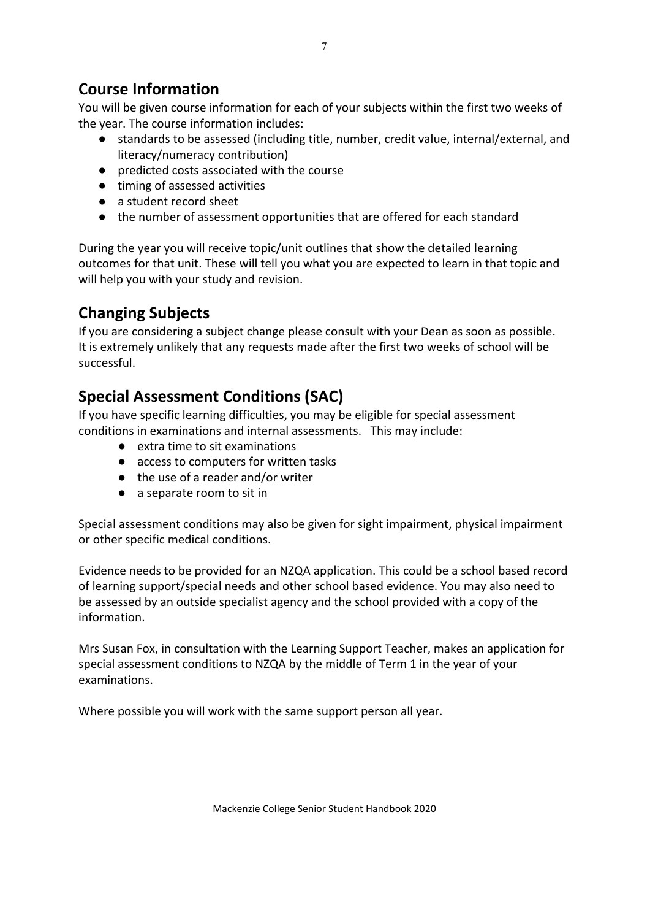## Course Information

You will be given course information for each of your subjects within the first two weeks of the year. The course information includes:

- standards to be assessed (including title, number, credit value, internal/external, and literacy/numeracy contribution)
- predicted costs associated with the course
- timing of assessed activities
- a student record sheet
- the number of assessment opportunities that are offered for each standard

During the year you will receive topic/unit outlines that show the detailed learning outcomes for that unit. These will tell you what you are expected to learn in that topic and will help you with your study and revision.

## Changing Subjects

If you are considering a subject change please consult with your Dean as soon as possible. It is extremely unlikely that any requests made after the first two weeks of school will be successful.

## Special Assessment Conditions (SAC)

If you have specific learning difficulties, you may be eligible for special assessment conditions in examinations and internal assessments. This may include:

- extra time to sit examinations
- access to computers for written tasks
- the use of a reader and/or writer
- a separate room to sit in

Special assessment conditions may also be given for sight impairment, physical impairment or other specific medical conditions.

Evidence needs to be provided for an NZQA application. This could be a school based record of learning support/special needs and other school based evidence. You may also need to be assessed by an outside specialist agency and the school provided with a copy of the information.

Mrs Susan Fox, in consultation with the Learning Support Teacher, makes an application for special assessment conditions to NZQA by the middle of Term 1 in the year of your examinations.

Where possible you will work with the same support person all year.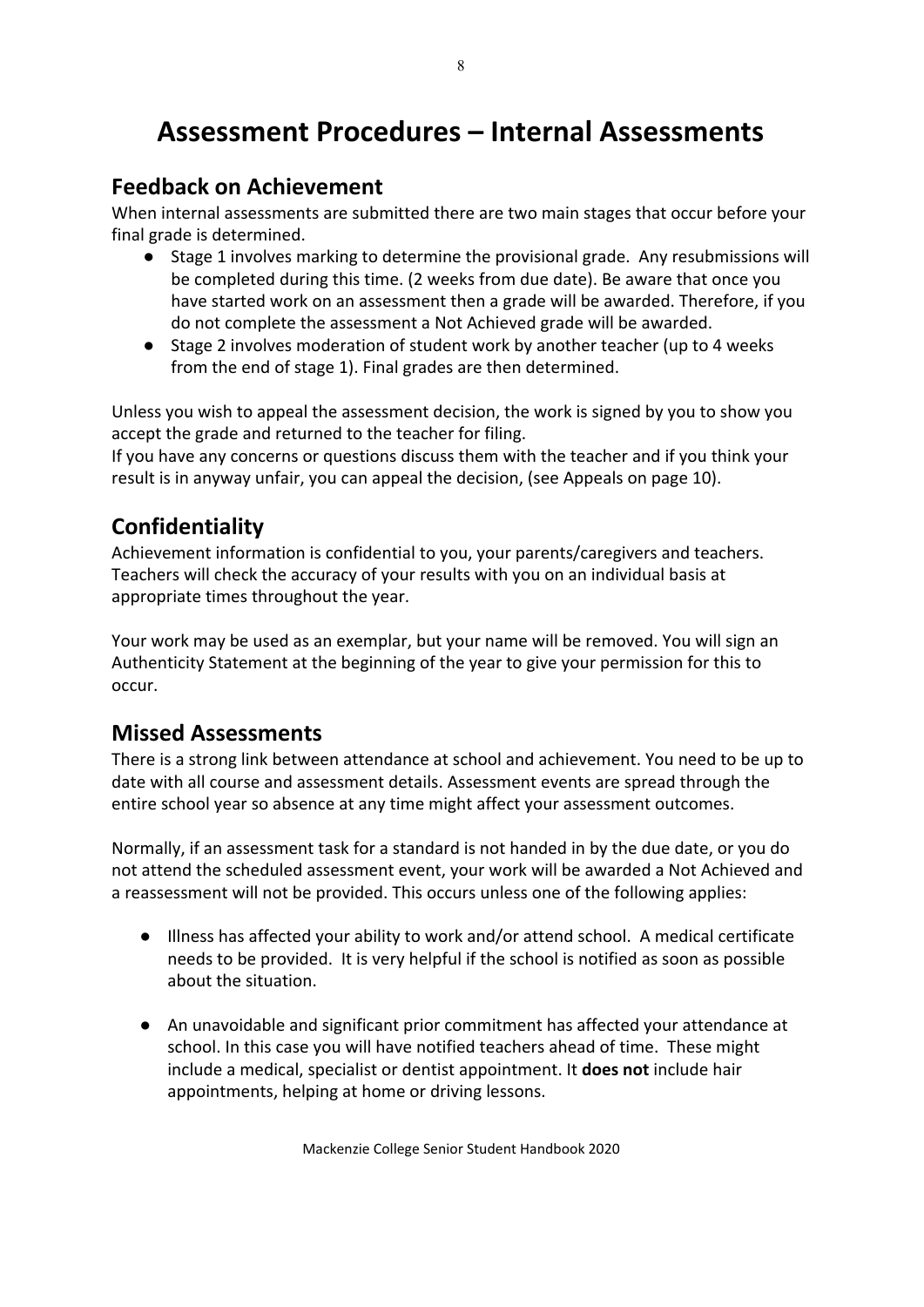# Assessment Procedures – Internal Assessments

## Feedback on Achievement

When internal assessments are submitted there are two main stages that occur before your final grade is determined.

- Stage 1 involves marking to determine the provisional grade. Any resubmissions will be completed during this time. (2 weeks from due date). Be aware that once you have started work on an assessment then a grade will be awarded. Therefore, if you do not complete the assessment a Not Achieved grade will be awarded.
- Stage 2 involves moderation of student work by another teacher (up to 4 weeks from the end of stage 1). Final grades are then determined.

Unless you wish to appeal the assessment decision, the work is signed by you to show you accept the grade and returned to the teacher for filing.
If you have any concerns or questions discuss them with the teacher and if you think your result is in anyway unfair, you can appeal the decision, (see Appeals on page 10).

## Confidentiality

Achievement information is confidential to you, your parents/caregivers and teachers. Teachers will check the accuracy of your results with you on an individual basis at appropriate times throughout the year.

Your work may be used as an exemplar, but your name will be removed. You will sign an Authenticity Statement at the beginning of the year to give your permission for this to occur.

## Missed Assessments

There is a strong link between attendance at school and achievement. You need to be up to date with all course and assessment details. Assessment events are spread through the entire school year so absence at any time might affect your assessment outcomes.

Normally, if an assessment task for a standard is not handed in by the due date, or you do not attend the scheduled assessment event, your work will be awarded a Not Achieved and a reassessment will not be provided. This occurs unless one of the following applies:

- Illness has affected your ability to work and/or attend school. A medical certificate needs to be provided. It is very helpful if the school is notified as soon as possible about the situation.

- An unavoidable and significant prior commitment has affected your attendance at school. In this case you will have notified teachers ahead of time. These might include a medical, specialist or dentist appointment. It **does not** include hair appointments, helping at home or driving lessons.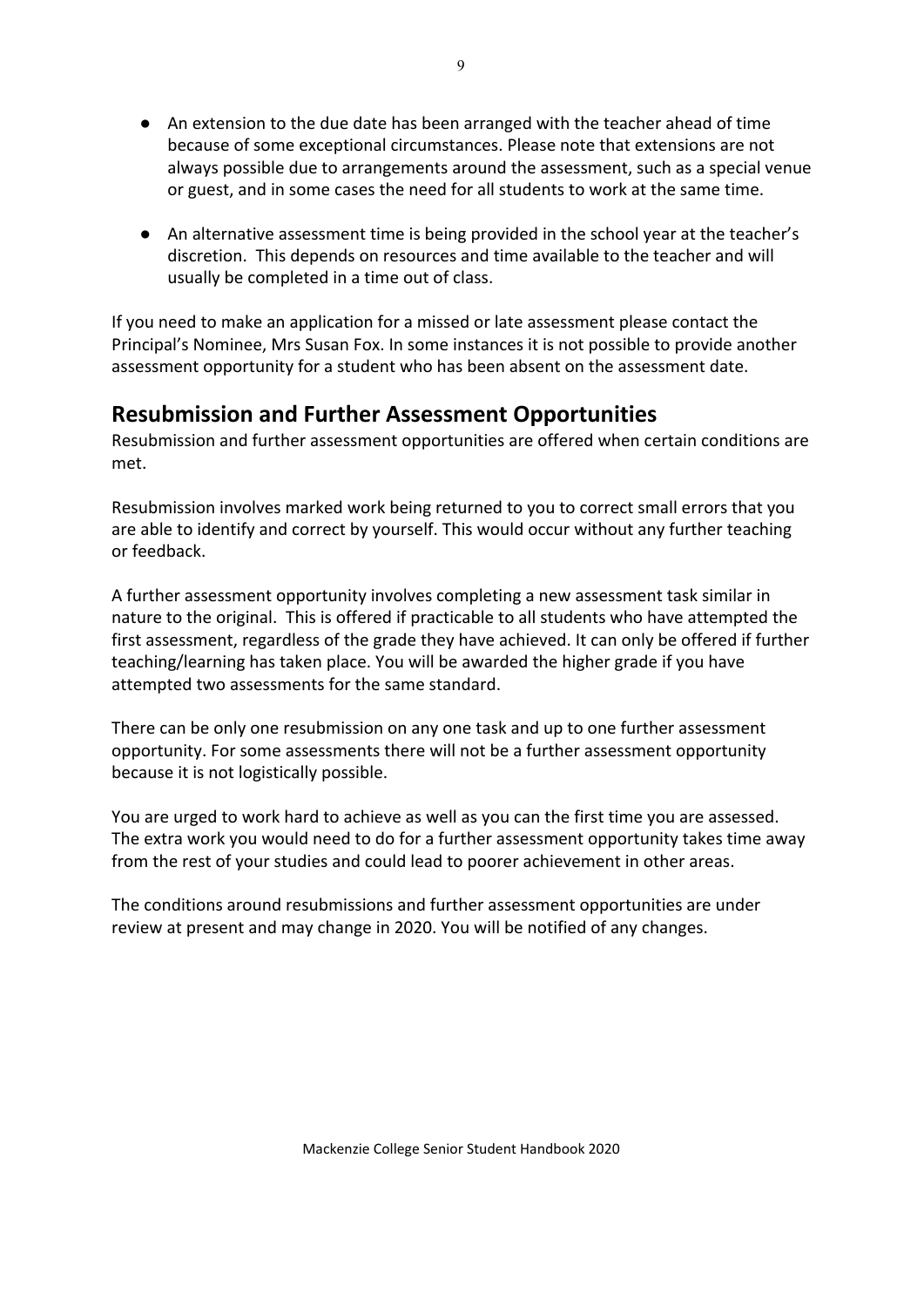- An extension to the due date has been arranged with the teacher ahead of time because of some exceptional circumstances. Please note that extensions are not always possible due to arrangements around the assessment, such as a special venue or guest, and in some cases the need for all students to work at the same time.

- An alternative assessment time is being provided in the school year at the teacher's discretion. This depends on resources and time available to the teacher and will usually be completed in a time out of class.

If you need to make an application for a missed or late assessment please contact the Principal's Nominee, Mrs Susan Fox. In some instances it is not possible to provide another assessment opportunity for a student who has been absent on the assessment date.

## Resubmission and Further Assessment Opportunities

Resubmission and further assessment opportunities are offered when certain conditions are met.

Resubmission involves marked work being returned to you to correct small errors that you are able to identify and correct by yourself. This would occur without any further teaching or feedback.

A further assessment opportunity involves completing a new assessment task similar in nature to the original. This is offered if practicable to all students who have attempted the first assessment, regardless of the grade they have achieved. It can only be offered if further teaching/learning has taken place. You will be awarded the higher grade if you have attempted two assessments for the same standard.

There can be only one resubmission on any one task and up to one further assessment opportunity. For some assessments there will not be a further assessment opportunity because it is not logistically possible.

You are urged to work hard to achieve as well as you can the first time you are assessed. The extra work you would need to do for a further assessment opportunity takes time away from the rest of your studies and could lead to poorer achievement in other areas.

The conditions around resubmissions and further assessment opportunities are under review at present and may change in 2020. You will be notified of any changes.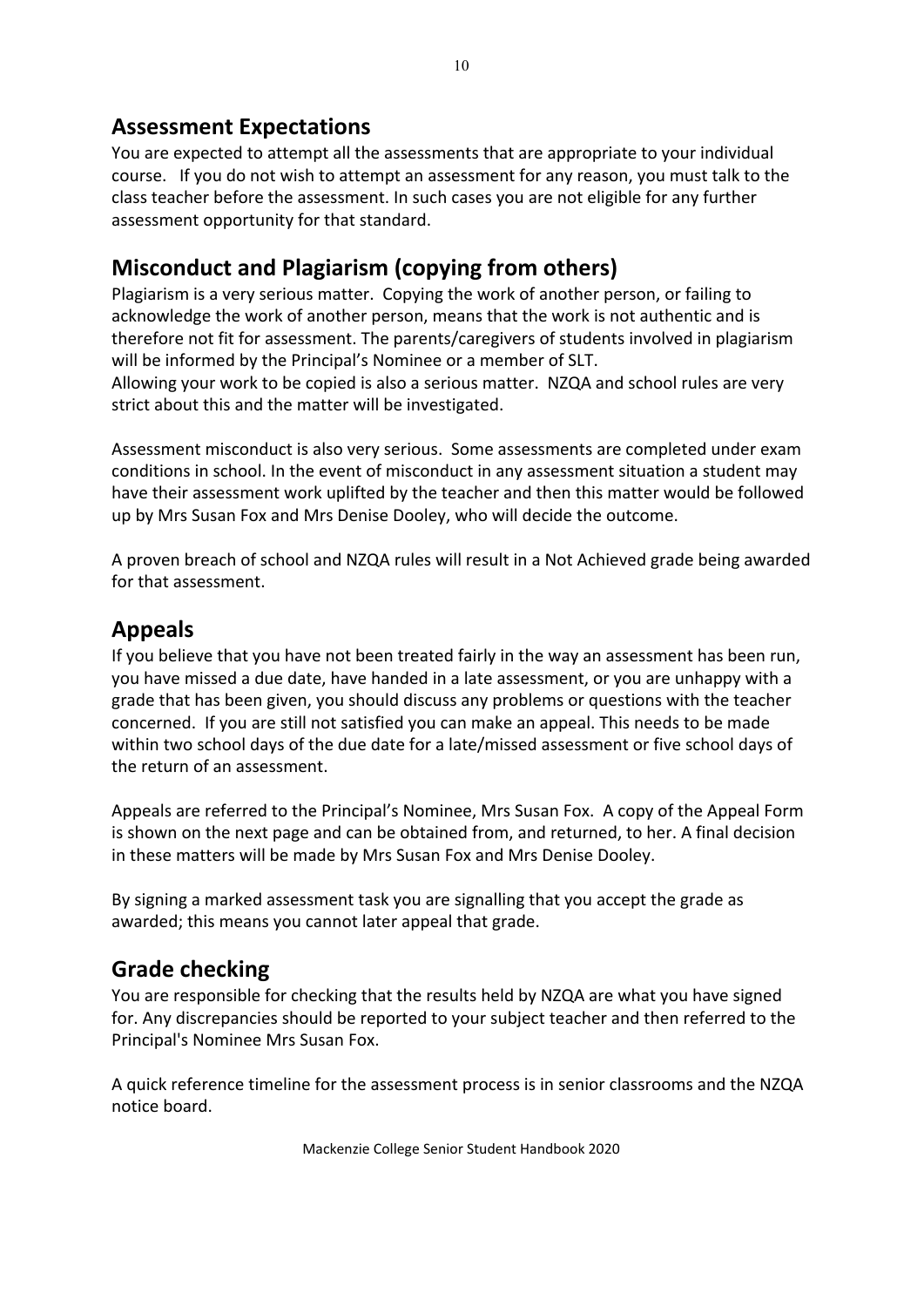## Assessment Expectations

You are expected to attempt all the assessments that are appropriate to your individual course. If you do not wish to attempt an assessment for any reason, you must talk to the class teacher before the assessment. In such cases you are not eligible for any further assessment opportunity for that standard.

## Misconduct and Plagiarism (copying from others)

Plagiarism is a very serious matter. Copying the work of another person, or failing to acknowledge the work of another person, means that the work is not authentic and is therefore not fit for assessment. The parents/caregivers of students involved in plagiarism will be informed by the Principal's Nominee or a member of SLT.
Allowing your work to be copied is also a serious matter. NZQA and school rules are very strict about this and the matter will be investigated.

Assessment misconduct is also very serious. Some assessments are completed under exam conditions in school. In the event of misconduct in any assessment situation a student may have their assessment work uplifted by the teacher and then this matter would be followed up by Mrs Susan Fox and Mrs Denise Dooley, who will decide the outcome.

A proven breach of school and NZQA rules will result in a Not Achieved grade being awarded for that assessment.

## Appeals

If you believe that you have not been treated fairly in the way an assessment has been run, you have missed a due date, have handed in a late assessment, or you are unhappy with a grade that has been given, you should discuss any problems or questions with the teacher concerned. If you are still not satisfied you can make an appeal. This needs to be made within two school days of the due date for a late/missed assessment or five school days of the return of an assessment.

Appeals are referred to the Principal's Nominee, Mrs Susan Fox. A copy of the Appeal Form is shown on the next page and can be obtained from, and returned, to her. A final decision in these matters will be made by Mrs Susan Fox and Mrs Denise Dooley.

By signing a marked assessment task you are signalling that you accept the grade as awarded; this means you cannot later appeal that grade.

## Grade checking

You are responsible for checking that the results held by NZQA are what you have signed for. Any discrepancies should be reported to your subject teacher and then referred to the Principal's Nominee Mrs Susan Fox.

A quick reference timeline for the assessment process is in senior classrooms and the NZQA notice board.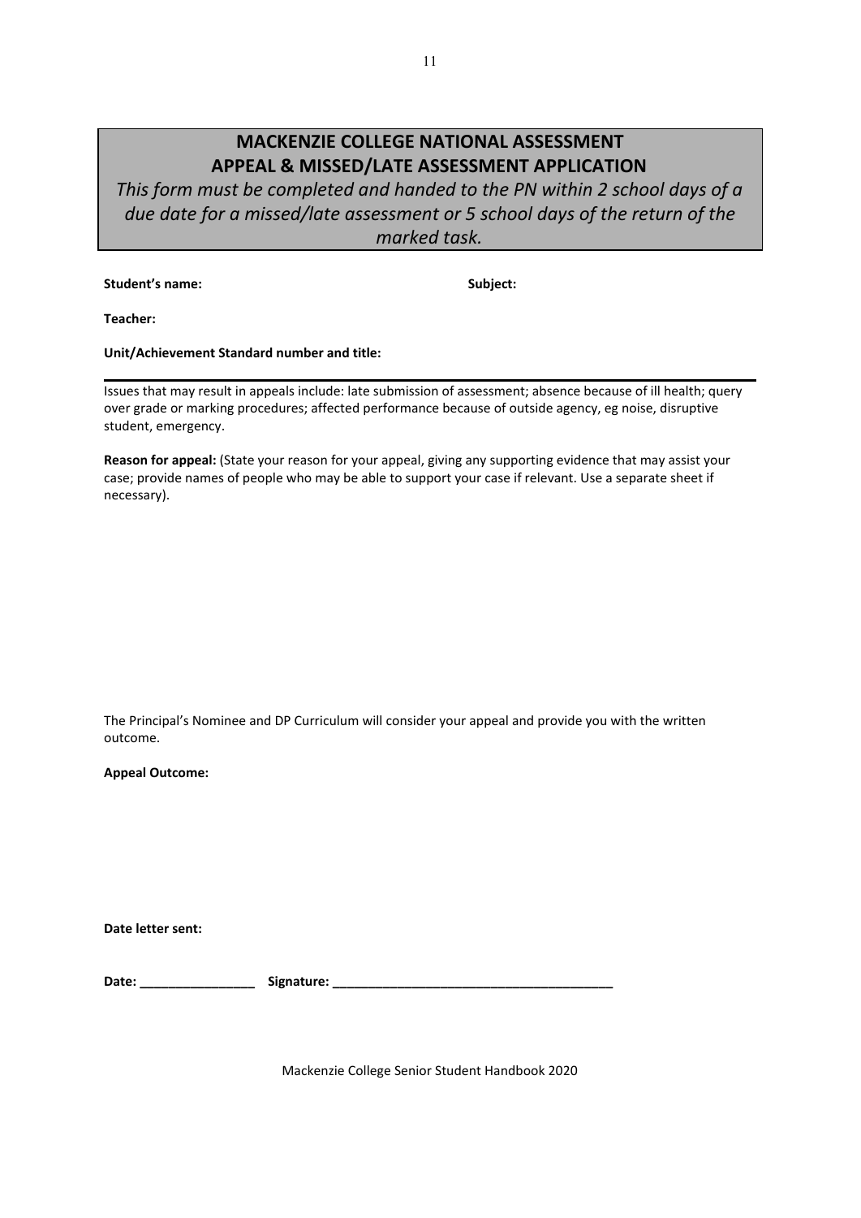# MACKENZIE COLLEGE NATIONAL ASSESSMENT
# APPEAL & MISSED/LATE ASSESSMENT APPLICATION

*This form must be completed and handed to the PN within 2 school days of a due date for a missed/late assessment or 5 school days of the return of the marked task.*

**Student's name:** **Subject:**

**Teacher:**

**Unit/Achievement Standard number and title:**

---

Issues that may result in appeals include: late submission of assessment; absence because of ill health; query over grade or marking procedures; affected performance because of outside agency, eg noise, disruptive student, emergency.

**Reason for appeal:** (State your reason for your appeal, giving any supporting evidence that may assist your case; provide names of people who may be able to support your case if relevant. Use a separate sheet if necessary).

The Principal's Nominee and DP Curriculum will consider your appeal and provide you with the written outcome.

**Appeal Outcome:**

**Date letter sent:**

**Date:** ________________ **Signature:** _______________________________________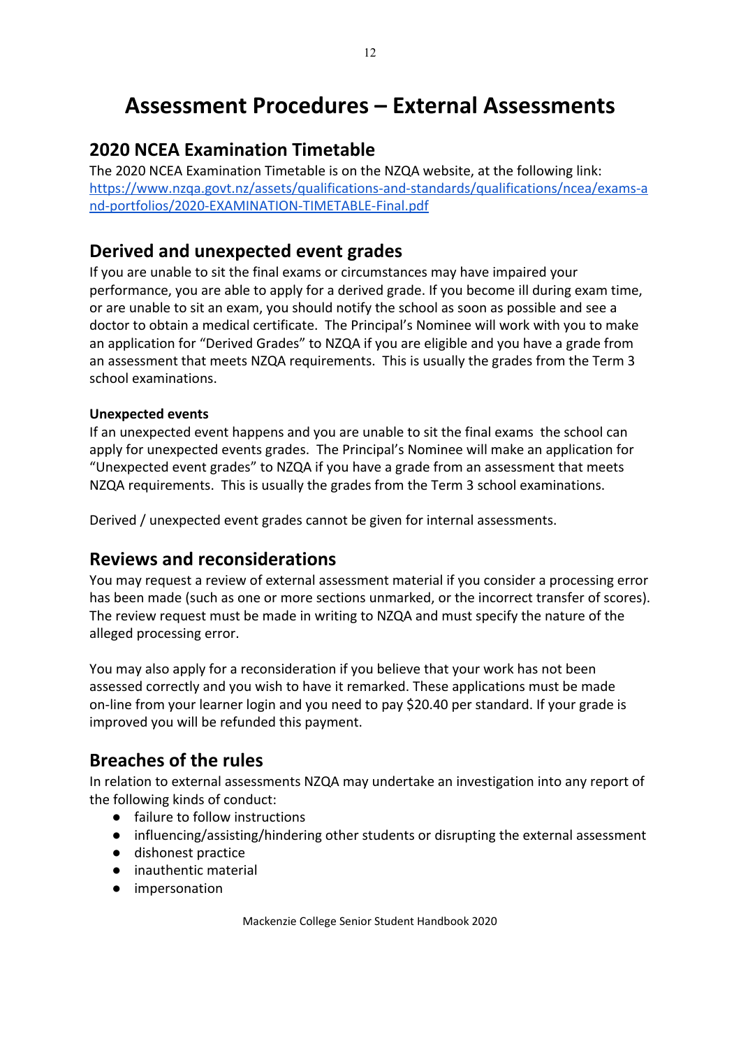# Assessment Procedures – External Assessments

## 2020 NCEA Examination Timetable

The 2020 NCEA Examination Timetable is on the NZQA website, at the following link:
[https://www.nzqa.govt.nz/assets/qualifications-and-standards/qualifications/ncea/exams-and-portfolios/2020-EXAMINATION-TIMETABLE-Final.pdf](https://www.nzqa.govt.nz/assets/qualifications-and-standards/qualifications/ncea/exams-and-portfolios/2020-EXAMINATION-TIMETABLE-Final.pdf)

## Derived and unexpected event grades

If you are unable to sit the final exams or circumstances may have impaired your performance, you are able to apply for a derived grade. If you become ill during exam time, or are unable to sit an exam, you should notify the school as soon as possible and see a doctor to obtain a medical certificate. The Principal's Nominee will work with you to make an application for "Derived Grades" to NZQA if you are eligible and you have a grade from an assessment that meets NZQA requirements. This is usually the grades from the Term 3 school examinations.

#### Unexpected events

If an unexpected event happens and you are unable to sit the final exams the school can apply for unexpected events grades. The Principal's Nominee will make an application for "Unexpected event grades" to NZQA if you have a grade from an assessment that meets NZQA requirements. This is usually the grades from the Term 3 school examinations.

Derived / unexpected event grades cannot be given for internal assessments.

## Reviews and reconsiderations

You may request a review of external assessment material if you consider a processing error has been made (such as one or more sections unmarked, or the incorrect transfer of scores). The review request must be made in writing to NZQA and must specify the nature of the alleged processing error.

You may also apply for a reconsideration if you believe that your work has not been assessed correctly and you wish to have it remarked. These applications must be made on-line from your learner login and you need to pay $20.40 per standard. If your grade is improved you will be refunded this payment.

## Breaches of the rules

In relation to external assessments NZQA may undertake an investigation into any report of the following kinds of conduct:

- failure to follow instructions
- influencing/assisting/hindering other students or disrupting the external assessment
- dishonest practice
- inauthentic material
- impersonation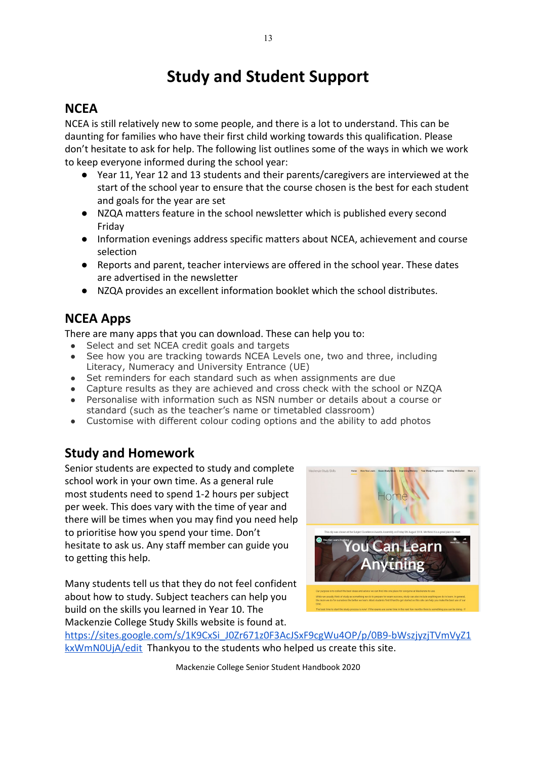# Study and Student Support

## NCEA

NCEA is still relatively new to some people, and there is a lot to understand. This can be daunting for families who have their first child working towards this qualification. Please don't hesitate to ask for help. The following list outlines some of the ways in which we work to keep everyone informed during the school year:

- Year 11, Year 12 and 13 students and their parents/caregivers are interviewed at the start of the school year to ensure that the course chosen is the best for each student and goals for the year are set
- NZQA matters feature in the school newsletter which is published every second Friday
- Information evenings address specific matters about NCEA, achievement and course selection
- Reports and parent, teacher interviews are offered in the school year. These dates are advertised in the newsletter
- NZQA provides an excellent information booklet which the school distributes.

## NCEA Apps

There are many apps that you can download. These can help you to:

- Select and set NCEA credit goals and targets
- See how you are tracking towards NCEA Levels one, two and three, including Literacy, Numeracy and University Entrance (UE)
- Set reminders for each standard such as when assignments are due
- Capture results as they are achieved and cross check with the school or NZQA
- Personalise with information such as NSN number or details about a course or standard (such as the teacher's name or timetabled classroom)
- Customise with different colour coding options and the ability to add photos

## Study and Homework

Senior students are expected to study and complete school work in your own time. As a general rule most students need to spend 1-2 hours per subject per week. This does vary with the time of year and there will be times when you may find you need help to prioritise how you spend your time. Don't hesitate to ask us. Any staff member can guide you to getting this help.

Many students tell us that they do not feel confident about how to study. Subject teachers can help you build on the skills you learned in Year 10. The Mackenzie College Study Skills website is found at. https://sites.google.com/s/1K9CxSi_J0Zr671z0F3AcJSxF9cgWu4OP/p/0B9-bWszjyzjTVmVyZ1kxWmN0UjA/edit Thankyou to the students who helped us create this site.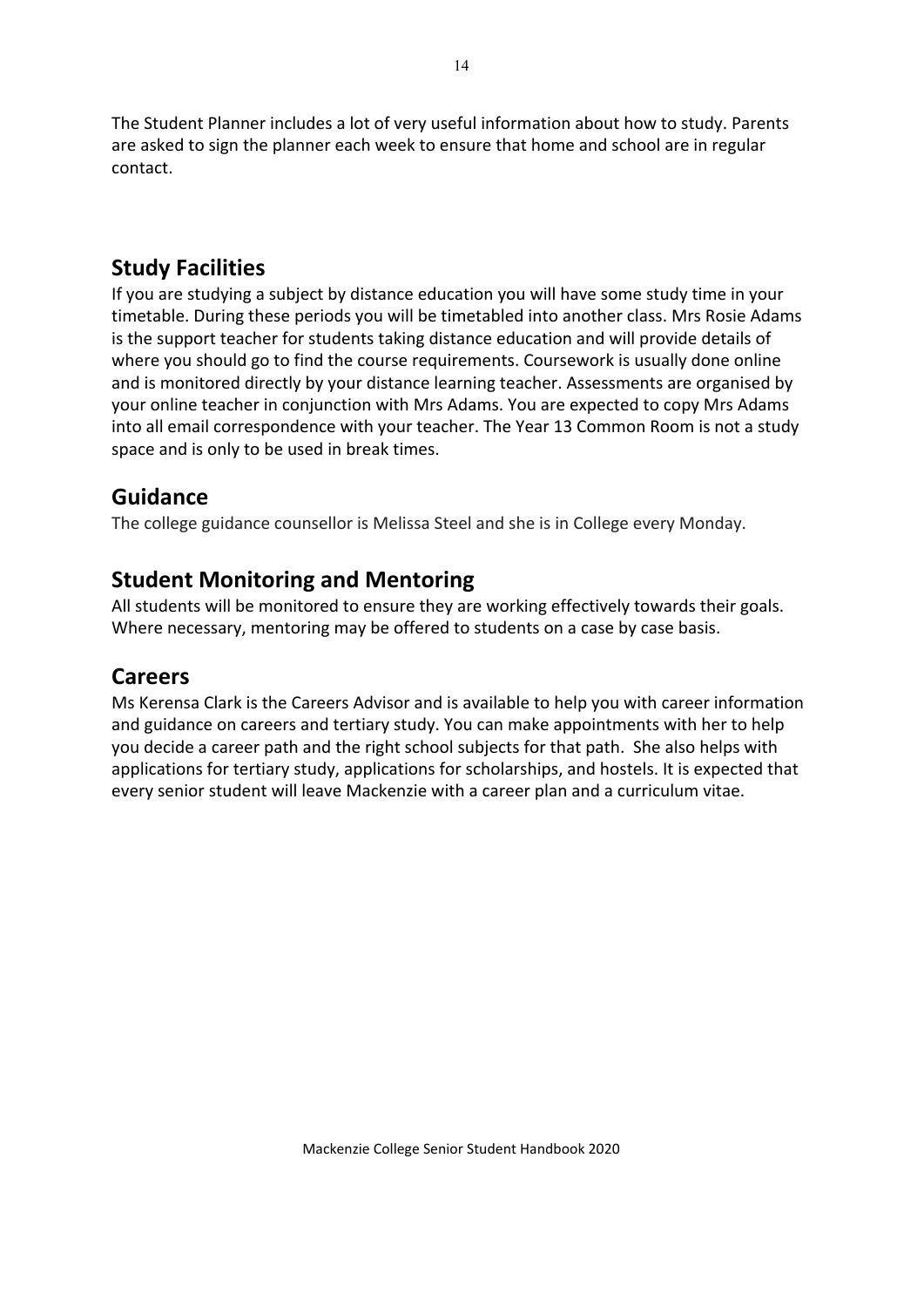The Student Planner includes a lot of very useful information about how to study. Parents are asked to sign the planner each week to ensure that home and school are in regular contact.

## Study Facilities

If you are studying a subject by distance education you will have some study time in your timetable. During these periods you will be timetabled into another class. Mrs Rosie Adams is the support teacher for students taking distance education and will provide details of where you should go to find the course requirements. Coursework is usually done online and is monitored directly by your distance learning teacher. Assessments are organised by your online teacher in conjunction with Mrs Adams. You are expected to copy Mrs Adams into all email correspondence with your teacher. The Year 13 Common Room is not a study space and is only to be used in break times.

## Guidance

The college guidance counsellor is Melissa Steel and she is in College every Monday.

## Student Monitoring and Mentoring

All students will be monitored to ensure they are working effectively towards their goals. Where necessary, mentoring may be offered to students on a case by case basis.

## Careers

Ms Kerensa Clark is the Careers Advisor and is available to help you with career information and guidance on careers and tertiary study. You can make appointments with her to help you decide a career path and the right school subjects for that path. She also helps with applications for tertiary study, applications for scholarships, and hostels. It is expected that every senior student will leave Mackenzie with a career plan and a curriculum vitae.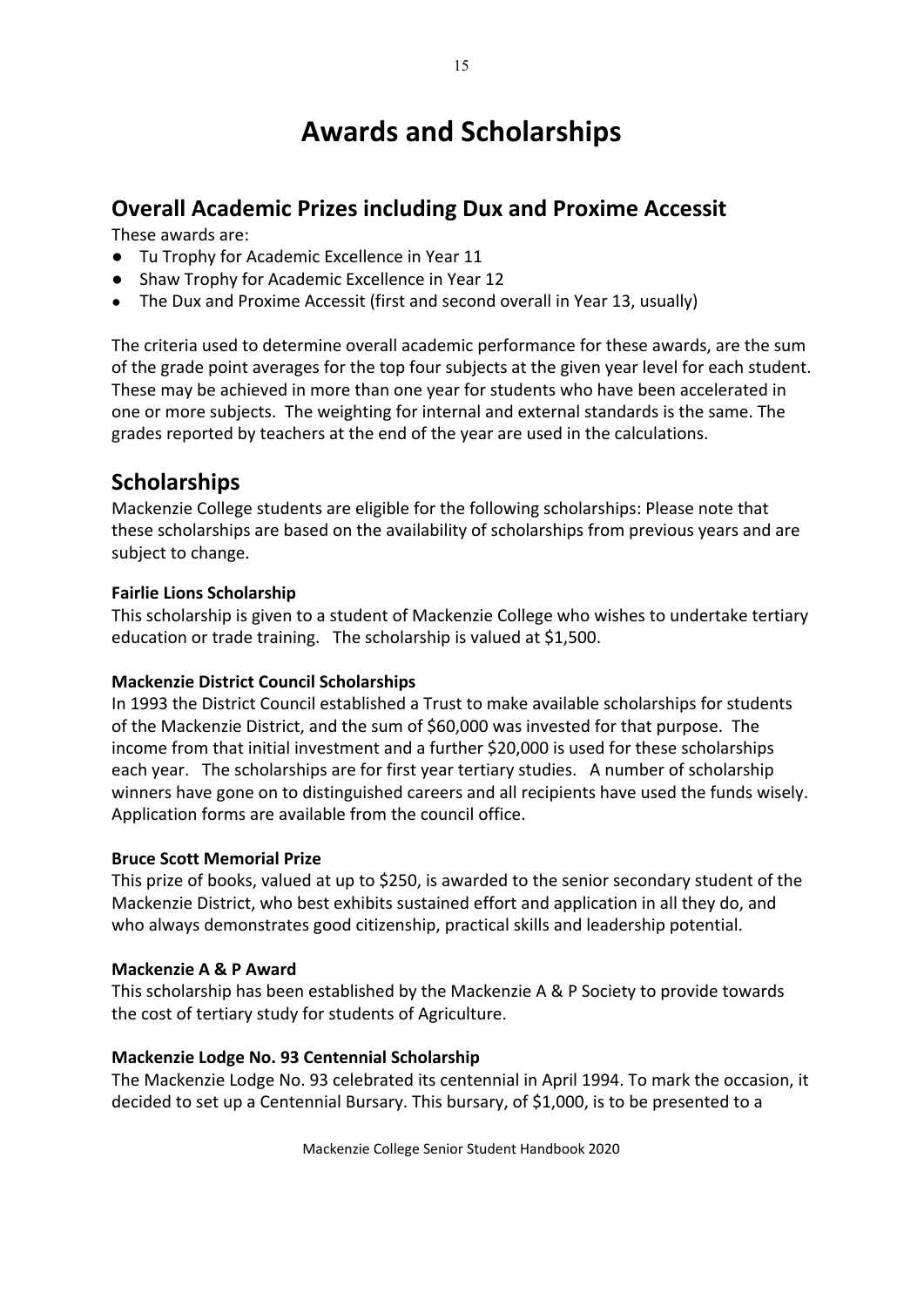# Awards and Scholarships

## Overall Academic Prizes including Dux and Proxime Accessit

These awards are:

- Tu Trophy for Academic Excellence in Year 11
- Shaw Trophy for Academic Excellence in Year 12
- The Dux and Proxime Accessit (first and second overall in Year 13, usually)

The criteria used to determine overall academic performance for these awards, are the sum of the grade point averages for the top four subjects at the given year level for each student. These may be achieved in more than one year for students who have been accelerated in one or more subjects. The weighting for internal and external standards is the same. The grades reported by teachers at the end of the year are used in the calculations.

## Scholarships

Mackenzie College students are eligible for the following scholarships: Please note that these scholarships are based on the availability of scholarships from previous years and are subject to change.

**Fairlie Lions Scholarship**

This scholarship is given to a student of Mackenzie College who wishes to undertake tertiary education or trade training. The scholarship is valued at $1,500.

**Mackenzie District Council Scholarships**

In 1993 the District Council established a Trust to make available scholarships for students of the Mackenzie District, and the sum of $60,000 was invested for that purpose. The income from that initial investment and a further $20,000 is used for these scholarships each year. The scholarships are for first year tertiary studies. A number of scholarship winners have gone on to distinguished careers and all recipients have used the funds wisely. Application forms are available from the council office.

**Bruce Scott Memorial Prize**

This prize of books, valued at up to $250, is awarded to the senior secondary student of the Mackenzie District, who best exhibits sustained effort and application in all they do, and who always demonstrates good citizenship, practical skills and leadership potential.

**Mackenzie A & P Award**

This scholarship has been established by the Mackenzie A & P Society to provide towards the cost of tertiary study for students of Agriculture.

**Mackenzie Lodge No. 93 Centennial Scholarship**

The Mackenzie Lodge No. 93 celebrated its centennial in April 1994. To mark the occasion, it decided to set up a Centennial Bursary. This bursary, of $1,000, is to be presented to a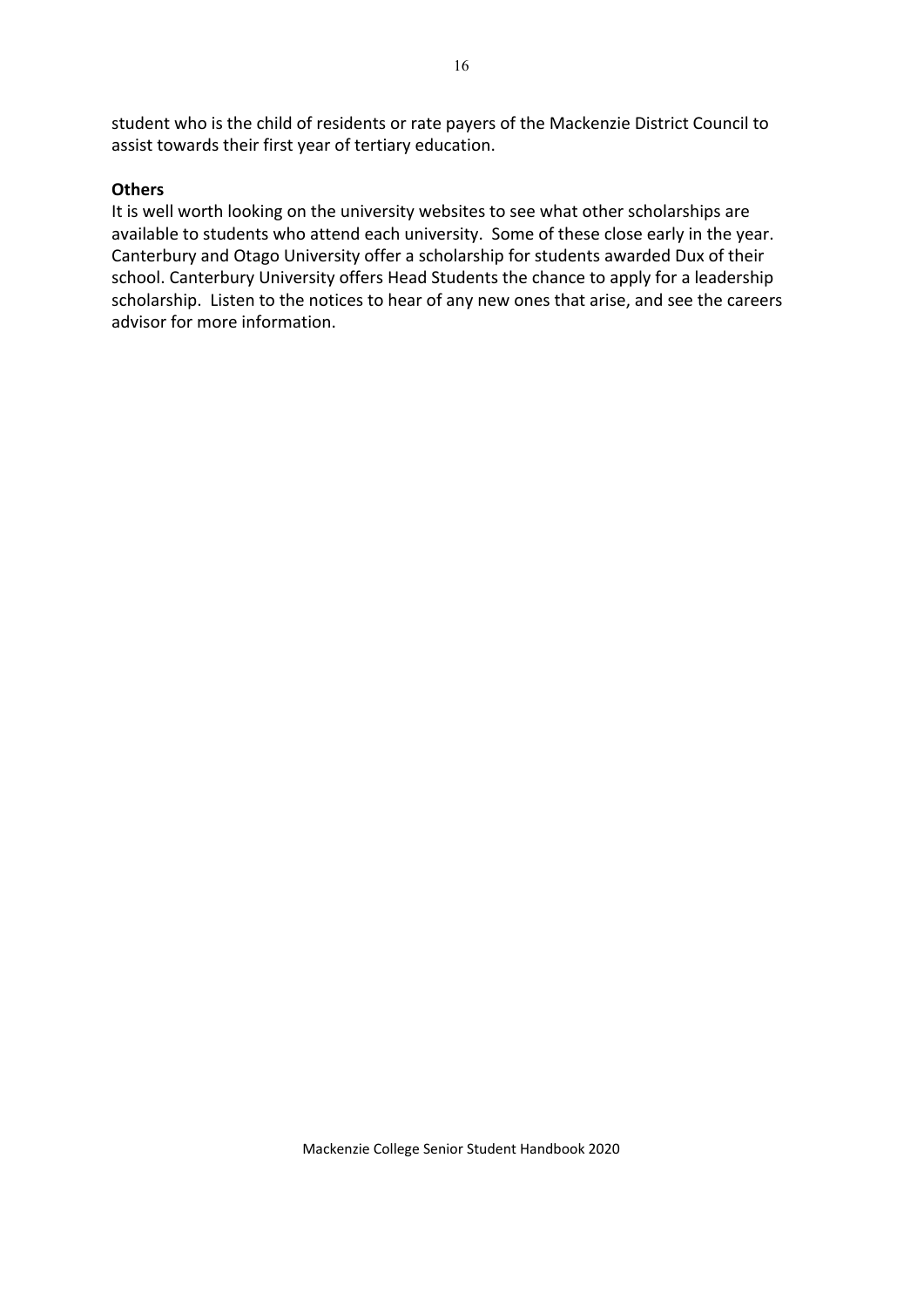student who is the child of residents or rate payers of the Mackenzie District Council to assist towards their first year of tertiary education.

**Others**

It is well worth looking on the university websites to see what other scholarships are available to students who attend each university. Some of these close early in the year. Canterbury and Otago University offer a scholarship for students awarded Dux of their school. Canterbury University offers Head Students the chance to apply for a leadership scholarship. Listen to the notices to hear of any new ones that arise, and see the careers advisor for more information.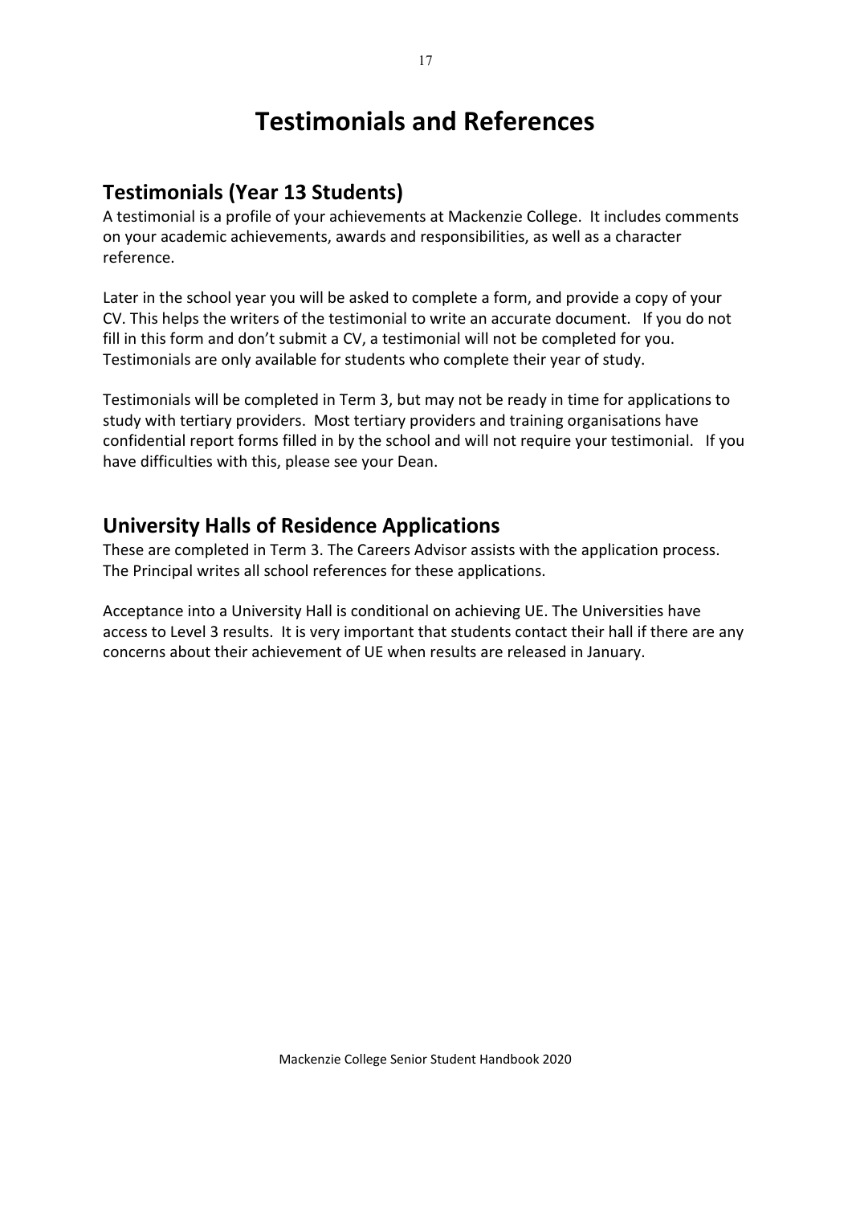# Testimonials and References

## Testimonials (Year 13 Students)

A testimonial is a profile of your achievements at Mackenzie College. It includes comments on your academic achievements, awards and responsibilities, as well as a character reference.

Later in the school year you will be asked to complete a form, and provide a copy of your CV. This helps the writers of the testimonial to write an accurate document. If you do not fill in this form and don't submit a CV, a testimonial will not be completed for you. Testimonials are only available for students who complete their year of study.

Testimonials will be completed in Term 3, but may not be ready in time for applications to study with tertiary providers. Most tertiary providers and training organisations have confidential report forms filled in by the school and will not require your testimonial. If you have difficulties with this, please see your Dean.

## University Halls of Residence Applications

These are completed in Term 3. The Careers Advisor assists with the application process. The Principal writes all school references for these applications.

Acceptance into a University Hall is conditional on achieving UE. The Universities have access to Level 3 results. It is very important that students contact their hall if there are any concerns about their achievement of UE when results are released in January.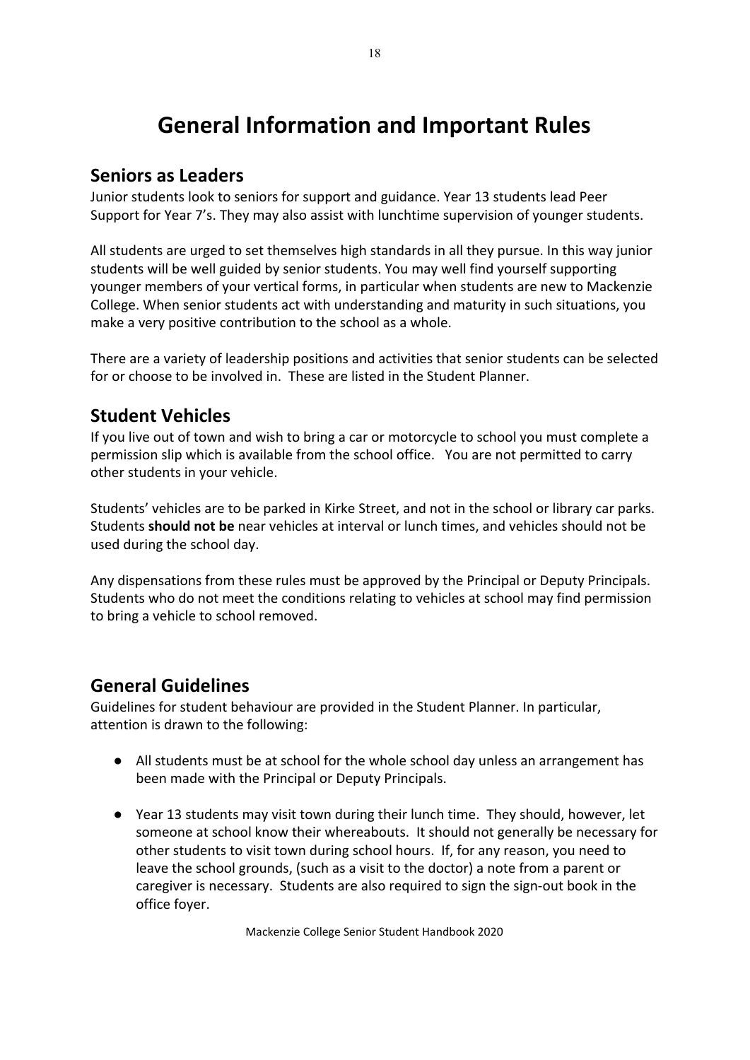# General Information and Important Rules

## Seniors as Leaders

Junior students look to seniors for support and guidance. Year 13 students lead Peer Support for Year 7's. They may also assist with lunchtime supervision of younger students.

All students are urged to set themselves high standards in all they pursue. In this way junior students will be well guided by senior students. You may well find yourself supporting younger members of your vertical forms, in particular when students are new to Mackenzie College. When senior students act with understanding and maturity in such situations, you make a very positive contribution to the school as a whole.

There are a variety of leadership positions and activities that senior students can be selected for or choose to be involved in. These are listed in the Student Planner.

## Student Vehicles

If you live out of town and wish to bring a car or motorcycle to school you must complete a permission slip which is available from the school office. You are not permitted to carry other students in your vehicle.

Students' vehicles are to be parked in Kirke Street, and not in the school or library car parks. Students **should not be** near vehicles at interval or lunch times, and vehicles should not be used during the school day.

Any dispensations from these rules must be approved by the Principal or Deputy Principals. Students who do not meet the conditions relating to vehicles at school may find permission to bring a vehicle to school removed.

## General Guidelines

Guidelines for student behaviour are provided in the Student Planner. In particular, attention is drawn to the following:

- All students must be at school for the whole school day unless an arrangement has been made with the Principal or Deputy Principals.
- Year 13 students may visit town during their lunch time. They should, however, let someone at school know their whereabouts. It should not generally be necessary for other students to visit town during school hours. If, for any reason, you need to leave the school grounds, (such as a visit to the doctor) a note from a parent or caregiver is necessary. Students are also required to sign the sign-out book in the office foyer.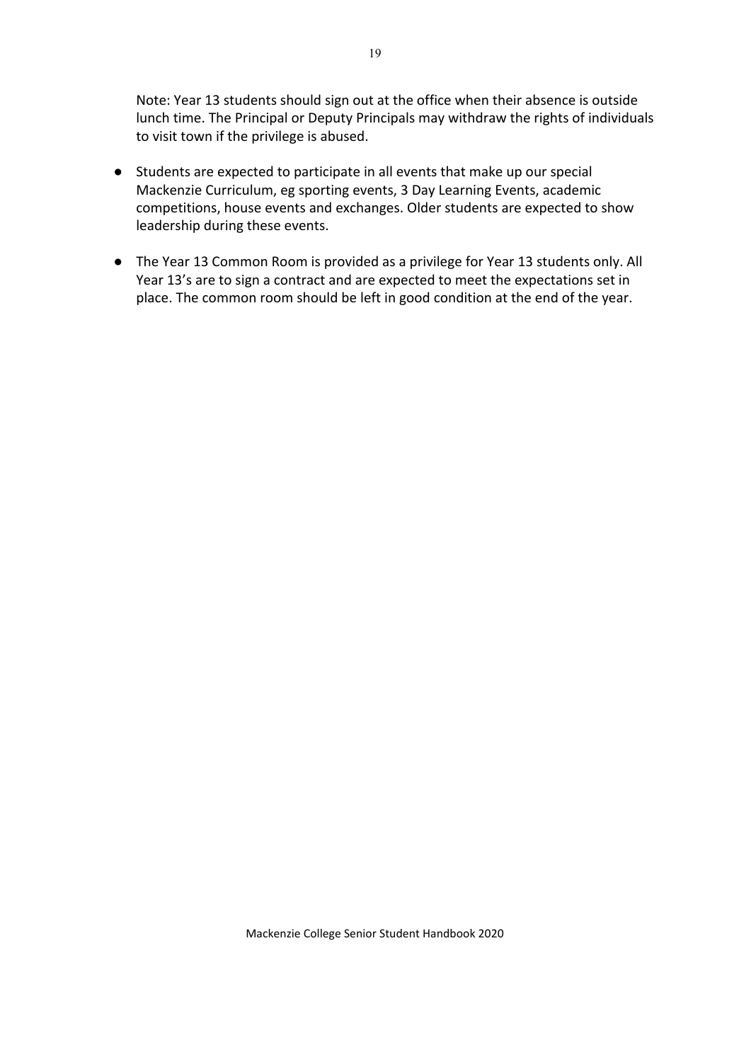Note: Year 13 students should sign out at the office when their absence is outside lunch time. The Principal or Deputy Principals may withdraw the rights of individuals to visit town if the privilege is abused.

- Students are expected to participate in all events that make up our special Mackenzie Curriculum, eg sporting events, 3 Day Learning Events, academic competitions, house events and exchanges. Older students are expected to show leadership during these events.
- The Year 13 Common Room is provided as a privilege for Year 13 students only. All Year 13's are to sign a contract and are expected to meet the expectations set in place. The common room should be left in good condition at the end of the year.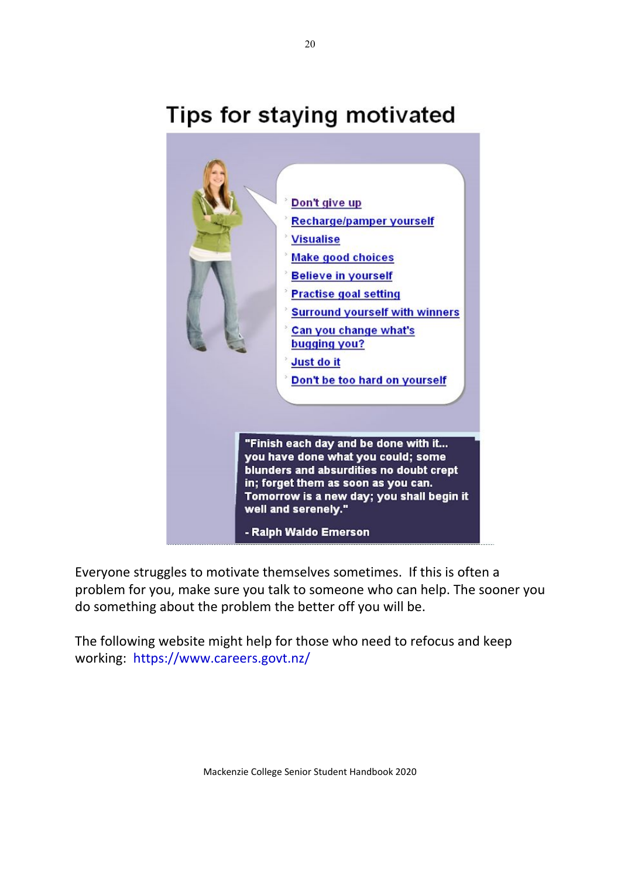# Tips for staying motivated

- Don't give up
- Recharge/pamper yourself
- Visualise
- Make good choices
- Believe in yourself
- Practise goal setting
- Surround yourself with winners
- Can you change what's bugging you?
- Just do it
- Don't be too hard on yourself

**"Finish each day and be done with it... you have done what you could; some blunders and absurdities no doubt crept in; forget them as soon as you can. Tomorrow is a new day; you shall begin it well and serenely."**

**- Ralph Waldo Emerson**

Everyone struggles to motivate themselves sometimes. If this is often a problem for you, make sure you talk to someone who can help. The sooner you do something about the problem the better off you will be.

The following website might help for those who need to refocus and keep working: https://www.careers.govt.nz/